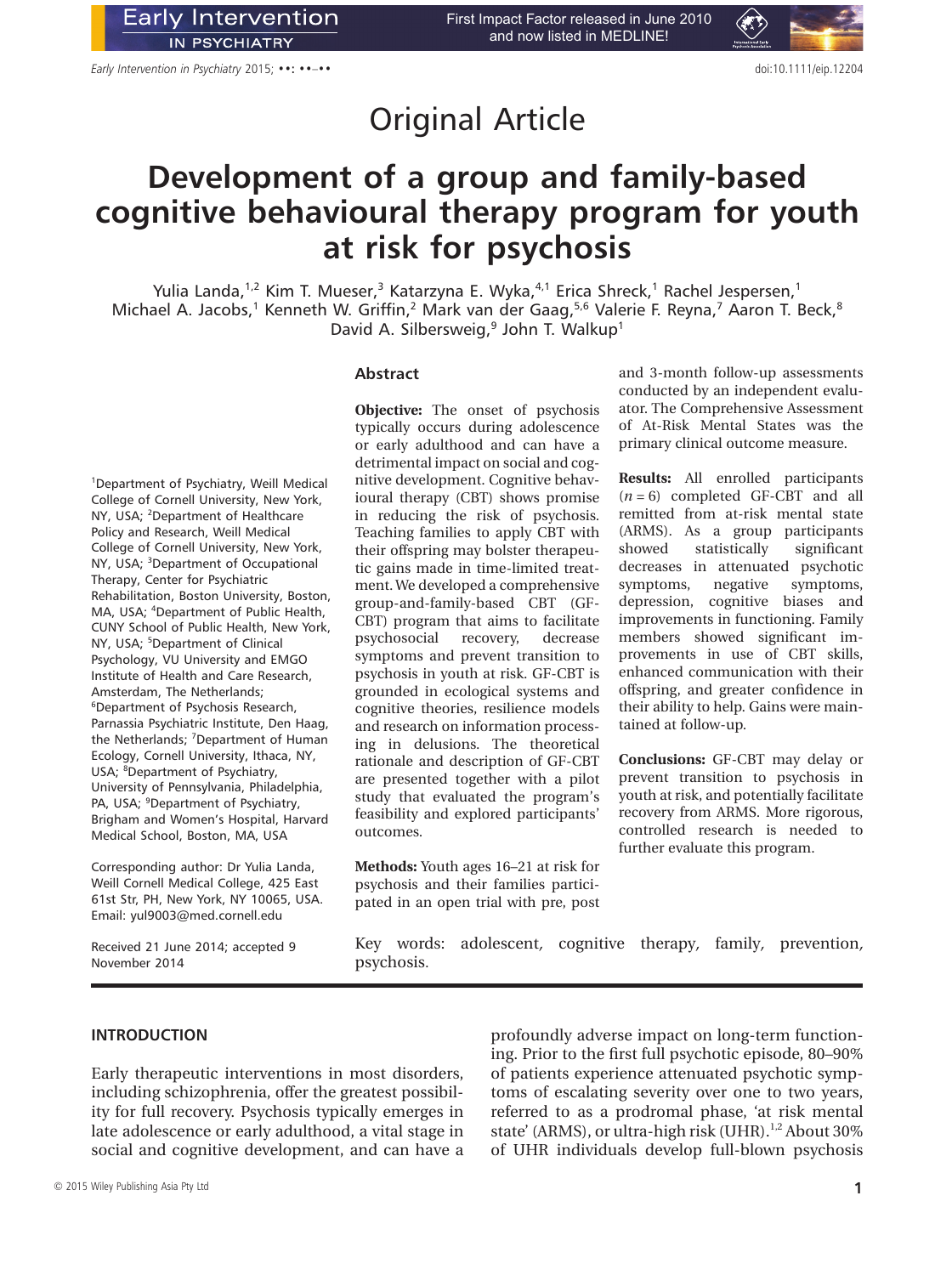# Original Article

# Development of a group and family-based cognitive behavioural therapy program for youth at risk for psychosis

Yulia Landa,[1,2] Kim T. Mueser,[3] Katarzyna E. Wyka,[4,1] Erica Shreck,[1] Rachel Jespersen,[1] Michael A. Jacobs,[1] Kenneth W. Griffin,[2] Mark van der Gaag,[5,6] Valerie F. Reyna,[7] Aaron T. Beck,[8] David A. Silbersweig,[9] John T. Walkup[1]

[1]Department of Psychiatry, Weill Medical College of Cornell University, New York, NY, USA; [2]Department of Healthcare Policy and Research, Weill Medical College of Cornell University, New York, NY, USA; [3]Department of Occupational Therapy, Center for Psychiatric Rehabilitation, Boston University, Boston, MA, USA; [4]Department of Public Health, CUNY School of Public Health, New York, NY, USA; [5]Department of Clinical Psychology, VU University and EMGO Institute of Health and Care Research, Amsterdam, The Netherlands; [6]Department of Psychosis Research, Parnassia Psychiatric Institute, Den Haag, the Netherlands; [7]Department of Human Ecology, Cornell University, Ithaca, NY, USA; [8]Department of Psychiatry, University of Pennsylvania, Philadelphia, PA, USA; [9]Department of Psychiatry, Brigham and Women's Hospital, Harvard Medical School, Boston, MA, USA

Corresponding author: Dr Yulia Landa, Weill Cornell Medical College, 425 East 61st Str, PH, New York, NY 10065, USA. Email: yul9003@med.cornell.edu

Received 21 June 2014; accepted 9 November 2014

## Abstract

**Objective:** The onset of psychosis typically occurs during adolescence or early adulthood and can have a detrimental impact on social and cognitive development. Cognitive behavioural therapy (CBT) shows promise in reducing the risk of psychosis. Teaching families to apply CBT with their offspring may bolster therapeutic gains made in time-limited treatment. We developed a comprehensive group-and-family-based CBT (GF-CBT) program that aims to facilitate psychosocial recovery, decrease symptoms and prevent transition to psychosis in youth at risk. GF-CBT is grounded in ecological systems and cognitive theories, resilience models and research on information processing in delusions. The theoretical rationale and description of GF-CBT are presented together with a pilot study that evaluated the program's feasibility and explored participants' outcomes.

**Methods:** Youth ages 16–21 at risk for psychosis and their families participated in an open trial with pre, post and 3-month follow-up assessments conducted by an independent evaluator. The Comprehensive Assessment of At-Risk Mental States was the primary clinical outcome measure.

**Results:** All enrolled participants ($n = 6$) completed GF-CBT and all remitted from at-risk mental state (ARMS). As a group participants showed statistically significant decreases in attenuated psychotic symptoms, negative symptoms, depression, cognitive biases and improvements in functioning. Family members showed significant improvements in use of CBT skills, enhanced communication with their offspring, and greater confidence in their ability to help. Gains were maintained at follow-up.

**Conclusions:** GF-CBT may delay or prevent transition to psychosis in youth at risk, and potentially facilitate recovery from ARMS. More rigorous, controlled research is needed to further evaluate this program.

Key words: adolescent, cognitive therapy, family, prevention, psychosis.

## INTRODUCTION

Early therapeutic interventions in most disorders, including schizophrenia, offer the greatest possibility for full recovery. Psychosis typically emerges in late adolescence or early adulthood, a vital stage in social and cognitive development, and can have a profoundly adverse impact on long-term functioning. Prior to the first full psychotic episode, 80–90% of patients experience attenuated psychotic symptoms of escalating severity over one to two years, referred to as a prodromal phase, 'at risk mental state' (ARMS), or ultra-high risk (UHR).[1,2] About 30% of UHR individuals develop full-blown psychosis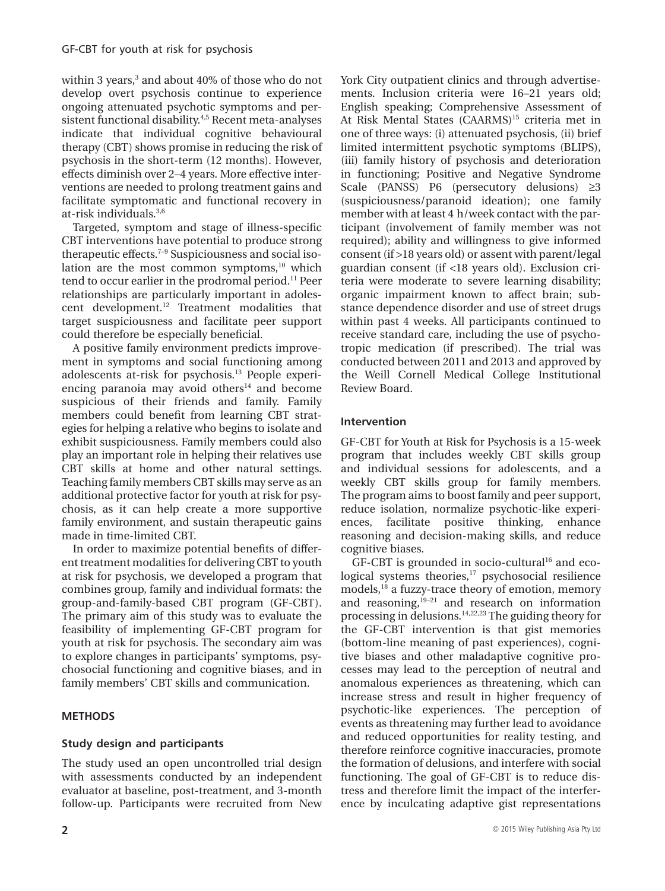within 3 years,[3] and about 40% of those who do not develop overt psychosis continue to experience ongoing attenuated psychotic symptoms and persistent functional disability.[4,5] Recent meta-analyses indicate that individual cognitive behavioural therapy (CBT) shows promise in reducing the risk of psychosis in the short-term (12 months). However, effects diminish over 2–4 years. More effective interventions are needed to prolong treatment gains and facilitate symptomatic and functional recovery in at-risk individuals.[3,6]

Targeted, symptom and stage of illness-specific CBT interventions have potential to produce strong therapeutic effects.[7–9] Suspiciousness and social isolation are the most common symptoms,[10] which tend to occur earlier in the prodromal period.[11] Peer relationships are particularly important in adolescent development.[12] Treatment modalities that target suspiciousness and facilitate peer support could therefore be especially beneficial.

A positive family environment predicts improvement in symptoms and social functioning among adolescents at-risk for psychosis.[13] People experiencing paranoia may avoid others[14] and become suspicious of their friends and family. Family members could benefit from learning CBT strategies for helping a relative who begins to isolate and exhibit suspiciousness. Family members could also play an important role in helping their relatives use CBT skills at home and other natural settings. Teaching family members CBT skills may serve as an additional protective factor for youth at risk for psychosis, as it can help create a more supportive family environment, and sustain therapeutic gains made in time-limited CBT.

In order to maximize potential benefits of different treatment modalities for delivering CBT to youth at risk for psychosis, we developed a program that combines group, family and individual formats: the group-and-family-based CBT program (GF-CBT). The primary aim of this study was to evaluate the feasibility of implementing GF-CBT program for youth at risk for psychosis. The secondary aim was to explore changes in participants' symptoms, psychosocial functioning and cognitive biases, and in family members' CBT skills and communication.

## METHODS

### Study design and participants

The study used an open uncontrolled trial design with assessments conducted by an independent evaluator at baseline, post-treatment, and 3-month follow-up. Participants were recruited from New York City outpatient clinics and through advertisements. Inclusion criteria were 16–21 years old; English speaking; Comprehensive Assessment of At Risk Mental States (CAARMS)[15] criteria met in one of three ways: (i) attenuated psychosis, (ii) brief limited intermittent psychotic symptoms (BLIPS), (iii) family history of psychosis and deterioration in functioning; Positive and Negative Syndrome Scale (PANSS) P6 (persecutory delusions) ≥3 (suspiciousness/paranoid ideation); one family member with at least 4 h/week contact with the participant (involvement of family member was not required); ability and willingness to give informed consent (if >18 years old) or assent with parent/legal guardian consent (if <18 years old). Exclusion criteria were moderate to severe learning disability; organic impairment known to affect brain; substance dependence disorder and use of street drugs within past 4 weeks. All participants continued to receive standard care, including the use of psychotropic medication (if prescribed). The trial was conducted between 2011 and 2013 and approved by the Weill Cornell Medical College Institutional Review Board.

### Intervention

GF-CBT for Youth at Risk for Psychosis is a 15-week program that includes weekly CBT skills group and individual sessions for adolescents, and a weekly CBT skills group for family members. The program aims to boost family and peer support, reduce isolation, normalize psychotic-like experiences, facilitate positive thinking, enhance reasoning and decision-making skills, and reduce cognitive biases.

GF-CBT is grounded in socio-cultural[16] and ecological systems theories,[17] psychosocial resilience models,[18] a fuzzy-trace theory of emotion, memory and reasoning,[19–21] and research on information processing in delusions.[14,22,23] The guiding theory for the GF-CBT intervention is that gist memories (bottom-line meaning of past experiences), cognitive biases and other maladaptive cognitive processes may lead to the perception of neutral and anomalous experiences as threatening, which can increase stress and result in higher frequency of psychotic-like experiences. The perception of events as threatening may further lead to avoidance and reduced opportunities for reality testing, and therefore reinforce cognitive inaccuracies, promote the formation of delusions, and interfere with social functioning. The goal of GF-CBT is to reduce distress and therefore limit the impact of the interference by inculcating adaptive gist representations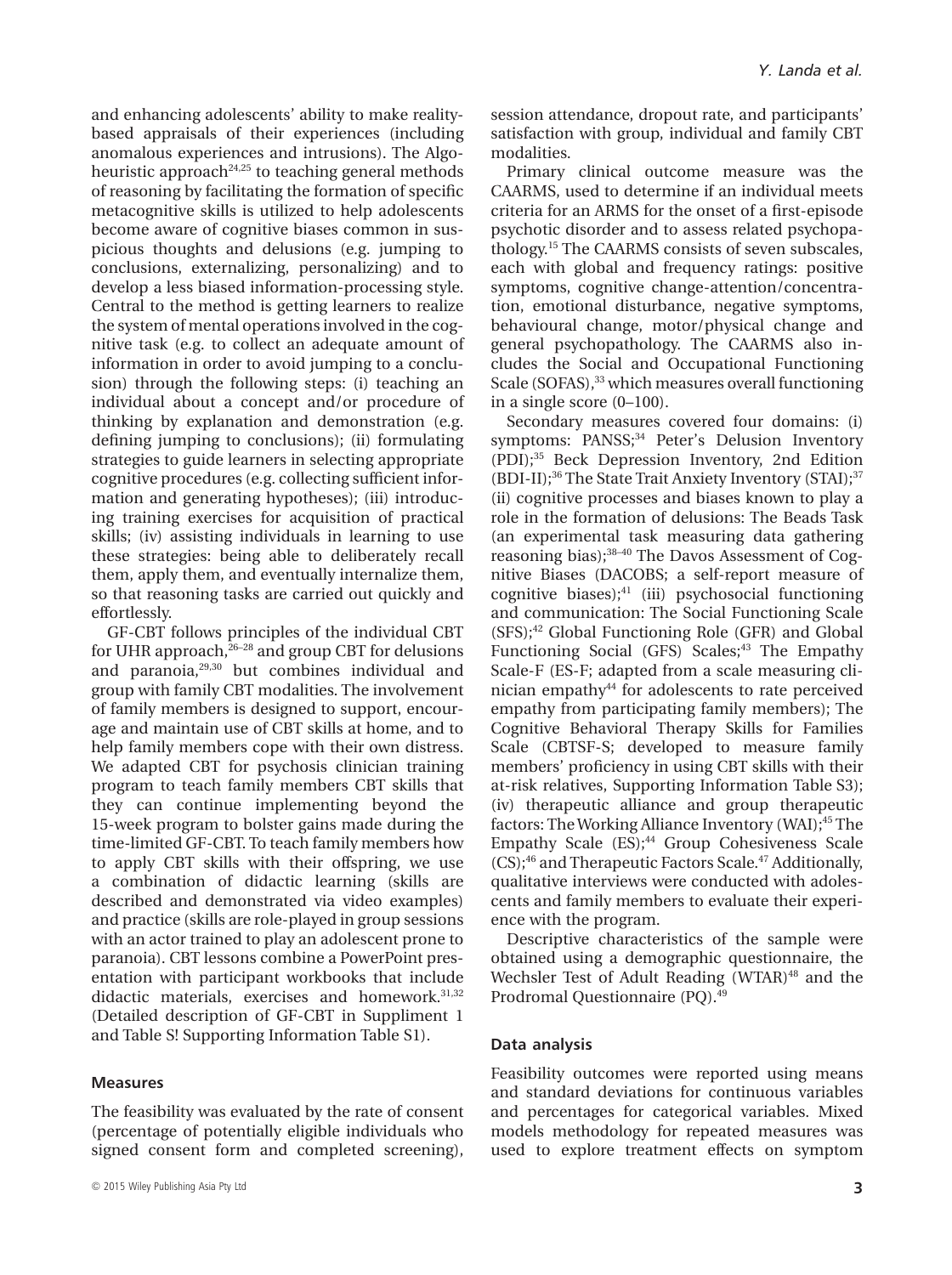and enhancing adolescents' ability to make reality-based appraisals of their experiences (including anomalous experiences and intrusions). The Algo-heuristic approach[24,25] to teaching general methods of reasoning by facilitating the formation of specific metacognitive skills is utilized to help adolescents become aware of cognitive biases common in suspicious thoughts and delusions (e.g. jumping to conclusions, externalizing, personalizing) and to develop a less biased information-processing style. Central to the method is getting learners to realize the system of mental operations involved in the cognitive task (e.g. to collect an adequate amount of information in order to avoid jumping to a conclusion) through the following steps: (i) teaching an individual about a concept and/or procedure of thinking by explanation and demonstration (e.g. defining jumping to conclusions); (ii) formulating strategies to guide learners in selecting appropriate cognitive procedures (e.g. collecting sufficient information and generating hypotheses); (iii) introducing training exercises for acquisition of practical skills; (iv) assisting individuals in learning to use these strategies: being able to deliberately recall them, apply them, and eventually internalize them, so that reasoning tasks are carried out quickly and effortlessly.

GF-CBT follows principles of the individual CBT for UHR approach,[26–28] and group CBT for delusions and paranoia,[29,30] but combines individual and group with family CBT modalities. The involvement of family members is designed to support, encourage and maintain use of CBT skills at home, and to help family members cope with their own distress. We adapted CBT for psychosis clinician training program to teach family members CBT skills that they can continue implementing beyond the 15-week program to bolster gains made during the time-limited GF-CBT. To teach family members how to apply CBT skills with their offspring, we use a combination of didactic learning (skills are described and demonstrated via video examples) and practice (skills are role-played in group sessions with an actor trained to play an adolescent prone to paranoia). CBT lessons combine a PowerPoint presentation with participant workbooks that include didactic materials, exercises and homework.[31,32] (Detailed description of GF-CBT in Suppliment 1 and Table S! Supporting Information Table S1).

### Measures

The feasibility was evaluated by the rate of consent (percentage of potentially eligible individuals who signed consent form and completed screening), session attendance, dropout rate, and participants' satisfaction with group, individual and family CBT modalities.

Primary clinical outcome measure was the CAARMS, used to determine if an individual meets criteria for an ARMS for the onset of a first-episode psychotic disorder and to assess related psychopathology.[15] The CAARMS consists of seven subscales, each with global and frequency ratings: positive symptoms, cognitive change-attention/concentration, emotional disturbance, negative symptoms, behavioural change, motor/physical change and general psychopathology. The CAARMS also includes the Social and Occupational Functioning Scale (SOFAS),[33] which measures overall functioning in a single score (0–100).

Secondary measures covered four domains: (i) symptoms: PANSS;[34] Peter's Delusion Inventory (PDI);[35] Beck Depression Inventory, 2nd Edition (BDI-II);[36] The State Trait Anxiety Inventory (STAI);[37] (ii) cognitive processes and biases known to play a role in the formation of delusions: The Beads Task (an experimental task measuring data gathering reasoning bias);[38–40] The Davos Assessment of Cognitive Biases (DACOBS; a self-report measure of cognitive biases);[41] (iii) psychosocial functioning and communication: The Social Functioning Scale (SFS);[42] Global Functioning Role (GFR) and Global Functioning Social (GFS) Scales;[43] The Empathy Scale-F (ES-F; adapted from a scale measuring clinician empathy[44] for adolescents to rate perceived empathy from participating family members); The Cognitive Behavioral Therapy Skills for Families Scale (CBTSF-S; developed to measure family members' proficiency in using CBT skills with their at-risk relatives, Supporting Information Table S3); (iv) therapeutic alliance and group therapeutic factors: The Working Alliance Inventory (WAI);[45] The Empathy Scale (ES);[44] Group Cohesiveness Scale (CS);[46] and Therapeutic Factors Scale.[47] Additionally, qualitative interviews were conducted with adolescents and family members to evaluate their experience with the program.

Descriptive characteristics of the sample were obtained using a demographic questionnaire, the Wechsler Test of Adult Reading (WTAR)[48] and the Prodromal Questionnaire (PQ).[49]

### Data analysis

Feasibility outcomes were reported using means and standard deviations for continuous variables and percentages for categorical variables. Mixed models methodology for repeated measures was used to explore treatment effects on symptom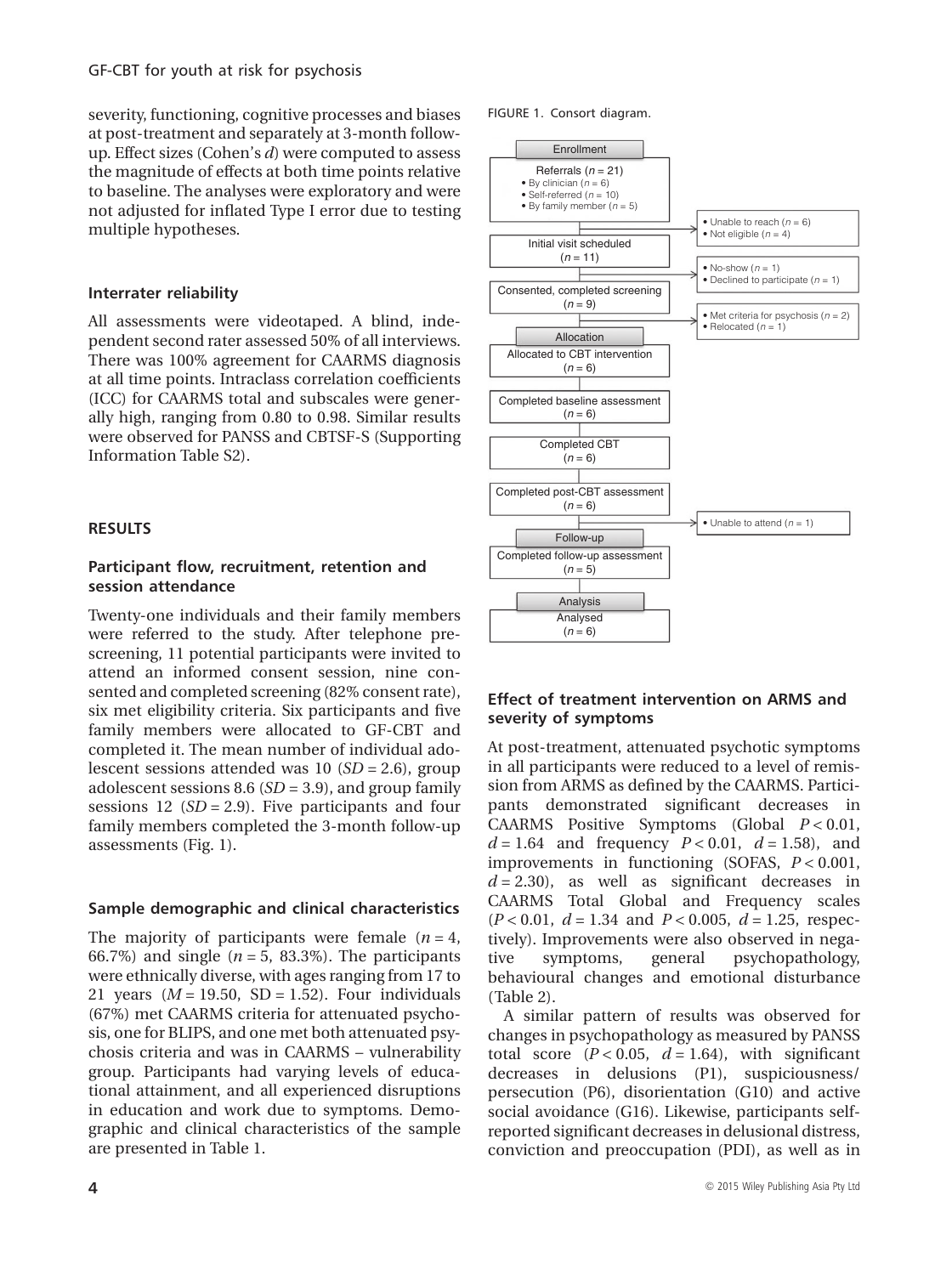severity, functioning, cognitive processes and biases at post-treatment and separately at 3-month follow-up. Effect sizes (Cohen's *d*) were computed to assess the magnitude of effects at both time points relative to baseline. The analyses were exploratory and were not adjusted for inflated Type I error due to testing multiple hypotheses.

### Interrater reliability

All assessments were videotaped. A blind, independent second rater assessed 50% of all interviews. There was 100% agreement for CAARMS diagnosis at all time points. Intraclass correlation coefficients (ICC) for CAARMS total and subscales were generally high, ranging from 0.80 to 0.98. Similar results were observed for PANSS and CBTSF-S (Supporting Information Table S2).

## RESULTS

### Participant flow, recruitment, retention and session attendance

Twenty-one individuals and their family members were referred to the study. After telephone pre-screening, 11 potential participants were invited to attend an informed consent session, nine consented and completed screening (82% consent rate), six met eligibility criteria. Six participants and five family members were allocated to GF-CBT and completed it. The mean number of individual adolescent sessions attended was 10 ($SD = 2.6$), group adolescent sessions 8.6 ($SD = 3.9$), and group family sessions 12 ($SD = 2.9$). Five participants and four family members completed the 3-month follow-up assessments (Fig. 1).

### Sample demographic and clinical characteristics

The majority of participants were female ($n = 4$, 66.7%) and single ($n = 5$, 83.3%). The participants were ethnically diverse, with ages ranging from 17 to 21 years ($M = 19.50$, $SD = 1.52$). Four individuals (67%) met CAARMS criteria for attenuated psychosis, one for BLIPS, and one met both attenuated psychosis criteria and was in CAARMS – vulnerability group. Participants had varying levels of educational attainment, and all experienced disruptions in education and work due to symptoms. Demographic and clinical characteristics of the sample are presented in Table 1.

FIGURE 1. Consort diagram.

**Enrollment**

- Referrals ($n = 21$)
  - By clinician ($n = 6$)
  - Self-referred ($n = 10$)
  - By family member ($n = 5$)
  - → Unable to reach ($n = 6$); Not eligible ($n = 4$)
- Initial visit scheduled ($n = 11$)
  - → No-show ($n = 1$); Declined to participate ($n = 1$)
- Consented, completed screening ($n = 9$)
  - → Met criteria for psychosis ($n = 2$); Relocated ($n = 1$)

**Allocation**

- Allocated to CBT intervention ($n = 6$)
- Completed baseline assessment ($n = 6$)
- Completed CBT ($n = 6$)
- Completed post-CBT assessment ($n = 6$)
  - → Unable to attend ($n = 1$)

**Follow-up**

- Completed follow-up assessment ($n = 5$)

**Analysis**

- Analysed ($n = 6$)

### Effect of treatment intervention on ARMS and severity of symptoms

At post-treatment, attenuated psychotic symptoms in all participants were reduced to a level of remission from ARMS as defined by the CAARMS. Participants demonstrated significant decreases in CAARMS Positive Symptoms (Global $P < 0.01$, $d = 1.64$ and frequency $P < 0.01$, $d = 1.58$), and improvements in functioning (SOFAS, $P < 0.001$, $d = 2.30$), as well as significant decreases in CAARMS Total Global and Frequency scales ($P < 0.01$, $d = 1.34$ and $P < 0.005$, $d = 1.25$, respectively). Improvements were also observed in negative symptoms, general psychopathology, behavioural changes and emotional disturbance (Table 2).

A similar pattern of results was observed for changes in psychopathology as measured by PANSS total score ($P < 0.05$, $d = 1.64$), with significant decreases in delusions (P1), suspiciousness/persecution (P6), disorientation (G10) and active social avoidance (G16). Likewise, participants self-reported significant decreases in delusional distress, conviction and preoccupation (PDI), as well as in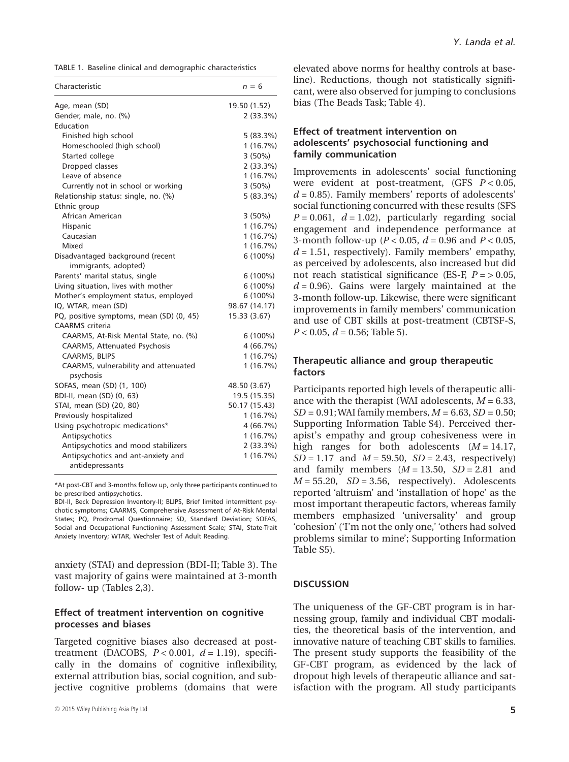TABLE 1. Baseline clinical and demographic characteristics

| Characteristic | $n = 6$ |
|---|---|
| Age, mean (SD) | 19.50 (1.52) |
| Gender, male, no. (%) | 2 (33.3%) |
| Education | |
| Finished high school | 5 (83.3%) |
| Homeschooled (high school) | 1 (16.7%) |
| Started college | 3 (50%) |
| Dropped classes | 2 (33.3%) |
| Leave of absence | 1 (16.7%) |
| Currently not in school or working | 3 (50%) |
| Relationship status: single, no. (%) | 5 (83.3%) |
| Ethnic group | |
| African American | 3 (50%) |
| Hispanic | 1 (16.7%) |
| Caucasian | 1 (16.7%) |
| Mixed | 1 (16.7%) |
| Disadvantaged background (recent immigrants, adopted) | 6 (100%) |
| Parents' marital status, single | 6 (100%) |
| Living situation, lives with mother | 6 (100%) |
| Mother's employment status, employed | 6 (100%) |
| IQ, WTAR, mean (SD) | 98.67 (14.17) |
| PQ, positive symptoms, mean (SD) (0, 45) | 15.33 (3.67) |
| CAARMS criteria | |
| CAARMS, At-Risk Mental State, no. (%) | 6 (100%) |
| CAARMS, Attenuated Psychosis | 4 (66.7%) |
| CAARMS, BLIPS | 1 (16.7%) |
| CAARMS, vulnerability and attenuated psychosis | 1 (16.7%) |
| SOFAS, mean (SD) (1, 100) | 48.50 (3.67) |
| BDI-II, mean (SD) (0, 63) | 19.5 (15.35) |
| STAI, mean (SD) (20, 80) | 50.17 (15.43) |
| Previously hospitalized | 1 (16.7%) |
| Using psychotropic medications* | 4 (66.7%) |
| Antipsychotics | 1 (16.7%) |
| Antipsychotics and mood stabilizers | 2 (33.3%) |
| Antipsychotics and ant-anxiety and antidepressants | 1 (16.7%) |

*At post-CBT and 3-months follow up, only three participants continued to be prescribed antipsychotics.

BDI-II, Beck Depression Inventory-II; BLIPS, Brief limited intermittent psychotic symptoms; CAARMS, Comprehensive Assessment of At-Risk Mental States; PQ, Prodromal Questionnaire; SD, Standard Deviation; SOFAS, Social and Occupational Functioning Assessment Scale; STAI, State-Trait Anxiety Inventory; WTAR, Wechsler Test of Adult Reading.

anxiety (STAI) and depression (BDI-II; Table 3). The vast majority of gains were maintained at 3-month follow- up (Tables 2,3).

### Effect of treatment intervention on cognitive processes and biases

Targeted cognitive biases also decreased at post-treatment (DACOBS, $P < 0.001$, $d = 1.19$), specifically in the domains of cognitive inflexibility, external attribution bias, social cognition, and subjective cognitive problems (domains that were elevated above norms for healthy controls at baseline). Reductions, though not statistically significant, were also observed for jumping to conclusions bias (The Beads Task; Table 4).

### Effect of treatment intervention on adolescents' psychosocial functioning and family communication

Improvements in adolescents' social functioning were evident at post-treatment, (GFS $P < 0.05$, $d = 0.85$). Family members' reports of adolescents' social functioning concurred with these results (SFS $P = 0.061$, $d = 1.02$), particularly regarding social engagement and independence performance at 3-month follow-up ($P < 0.05$, $d = 0.96$ and $P < 0.05$, $d = 1.51$, respectively). Family members' empathy, as perceived by adolescents, also increased but did not reach statistical significance (ES-F, $P = > 0.05$, $d = 0.96$). Gains were largely maintained at the 3-month follow-up. Likewise, there were significant improvements in family members' communication and use of CBT skills at post-treatment (CBTSF-S, $P < 0.05$, $d = 0.56$; Table 5).

### Therapeutic alliance and group therapeutic factors

Participants reported high levels of therapeutic alliance with the therapist (WAI adolescents, $M = 6.33$, $SD = 0.91$; WAI family members, $M = 6.63$, $SD = 0.50$; Supporting Information Table S4). Perceived therapist's empathy and group cohesiveness were in high ranges for both adolescents ($M = 14.17$, $SD = 1.17$ and $M = 59.50$, $SD = 2.43$, respectively) and family members ($M = 13.50$, $SD = 2.81$ and $M = 55.20$, $SD = 3.56$, respectively). Adolescents reported 'altruism' and 'installation of hope' as the most important therapeutic factors, whereas family members emphasized 'universality' and group 'cohesion' ('I'm not the only one,' 'others had solved problems similar to mine'; Supporting Information Table S5).

## DISCUSSION

The uniqueness of the GF-CBT program is in harnessing group, family and individual CBT modalities, the theoretical basis of the intervention, and innovative nature of teaching CBT skills to families. The present study supports the feasibility of the GF-CBT program, as evidenced by the lack of dropout high levels of therapeutic alliance and satisfaction with the program. All study participants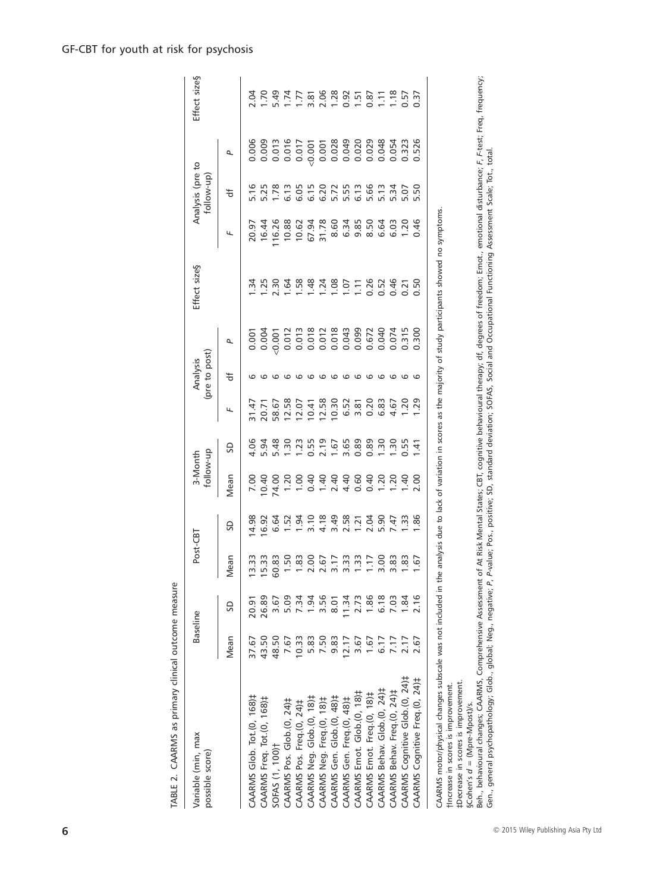TABLE 2. CAARMS as primary clinical outcome measure

| Variable (min, max possible score) | Baseline | | Post-CBT | | 3-Month follow-up | | Analysis (pre to post) | | | Effect size§ | Analysis (pre to follow-up) | | | Effect size§ |
|---|---|---|---|---|---|---|---|---|---|---|---|---|---|---|
| | Mean | SD | Mean | SD | Mean | SD | *F* | df | *P* | | *F* | df | *P* | |
| CAARMS Glob. Tot.(0, 168)‡ | 37.67 | 20.91 | 13.33 | 14.98 | 7.00 | 4.06 | 31.47 | 6 | 0.001 | 1.34 | 20.97 | 5.16 | 0.006 | 2.04 |
| CAARMS Freq. Tot.(0, 168)‡ | 43.50 | 26.89 | 15.33 | 16.92 | 10.40 | 5.94 | 20.71 | 6 | 0.004 | 1.25 | 16.44 | 5.25 | 0.009 | 1.70 |
| SOFAS (1, 100)† | 48.50 | 3.67 | 60.83 | 6.64 | 74.00 | 5.48 | 58.67 | 6 | <0.001 | 2.30 | 116.26 | 1.78 | 0.013 | 5.49 |
| CAARMS Pos. Glob.(0, 24)‡ | 7.67 | 5.09 | 1.50 | 1.52 | 1.20 | 1.30 | 12.58 | 6 | 0.012 | 1.64 | 10.88 | 6.13 | 0.016 | 1.74 |
| CAARMS Pos. Freq.(0, 24)‡ | 10.33 | 7.34 | 1.83 | 1.94 | 1.00 | 1.23 | 12.07 | 6 | 0.013 | 1.58 | 10.62 | 6.05 | 0.017 | 1.77 |
| CAARMS Neg. Glob.(0, 18)‡ | 5.83 | 1.94 | 2.00 | 3.10 | 0.40 | 0.55 | 10.41 | 6 | 0.018 | 1.48 | 67.94 | 6.15 | <0.001 | 3.81 |
| CAARMS Neg. Freq.(0, 18)‡ | 7.50 | 3.56 | 2.67 | 4.18 | 1.40 | 2.19 | 12.58 | 6 | 0.012 | 1.24 | 31.78 | 6.20 | 0.001 | 2.06 |
| CAARMS Gen. Glob.(0, 48)‡ | 9.83 | 8.01 | 3.17 | 3.49 | 2.40 | 1.67 | 10.30 | 6 | 0.018 | 1.08 | 8.60 | 5.72 | 0.028 | 1.28 |
| CAARMS Gen. Freq.(0, 48)‡ | 12.17 | 11.34 | 3.33 | 2.58 | 4.40 | 3.65 | 6.52 | 6 | 0.043 | 1.07 | 6.34 | 5.55 | 0.049 | 0.92 |
| CAARMS Emot. Glob.(0, 18)‡ | 3.67 | 2.73 | 1.33 | 1.21 | 0.60 | 0.89 | 3.81 | 6 | 0.099 | 1.11 | 9.85 | 6.13 | 0.020 | 1.51 |
| CAARMS Emot. Freq.(0, 18)‡ | 1.67 | 1.86 | 1.17 | 2.04 | 0.40 | 0.89 | 0.20 | 6 | 0.672 | 0.26 | 8.50 | 5.66 | 0.029 | 0.87 |
| CAARMS Behav. Glob.(0, 24)‡ | 6.17 | 6.18 | 3.00 | 5.90 | 1.20 | 1.30 | 6.83 | 6 | 0.040 | 0.52 | 6.64 | 5.13 | 0.048 | 1.11 |
| CAARMS Behav. Freq.(0, 24)‡ | 7.17 | 7.03 | 3.83 | 7.47 | 1.20 | 1.30 | 4.67 | 6 | 0.074 | 0.46 | 6.03 | 5.34 | 0.054 | 1.18 |
| CAARMS Cognitive Glob.(0, 24)‡ | 2.17 | 1.84 | 1.83 | 1.33 | 1.40 | 0.55 | 1.20 | 6 | 0.315 | 0.21 | 1.20 | 5.07 | 0.323 | 0.57 |
| CAARMS Cognitive Freq.(0, 24)‡ | 2.67 | 2.16 | 1.67 | 1.86 | 2.00 | 1.41 | 1.29 | 6 | 0.300 | 0.50 | 0.46 | 5.50 | 0.526 | 0.37 |

CAARMS motor/physical changes subscale was not included in the analysis due to lack of variation in scores as the majority of study participants showed no symptoms.
†Increase in scores is improvement.
‡Decrease in scores is improvement.
§Cohen's $d$ = (Mpre-Mpost)/s.
Beh., behavioural changes; CAARMS, Comprehensive Assessment of At Risk Mental States; CBT, cognitive behavioural therapy; df, degrees of freedom; Emot., emotional disturbance; *F*, *F*-test; Freq, frequency; Gen., general psychopathology; Glob., global; Neg., negative; *P*, *P*-value; Pos., positive; SD, standard deviation; SOFAS, Social and Occupational Functioning Assessment Scale; Tot., total.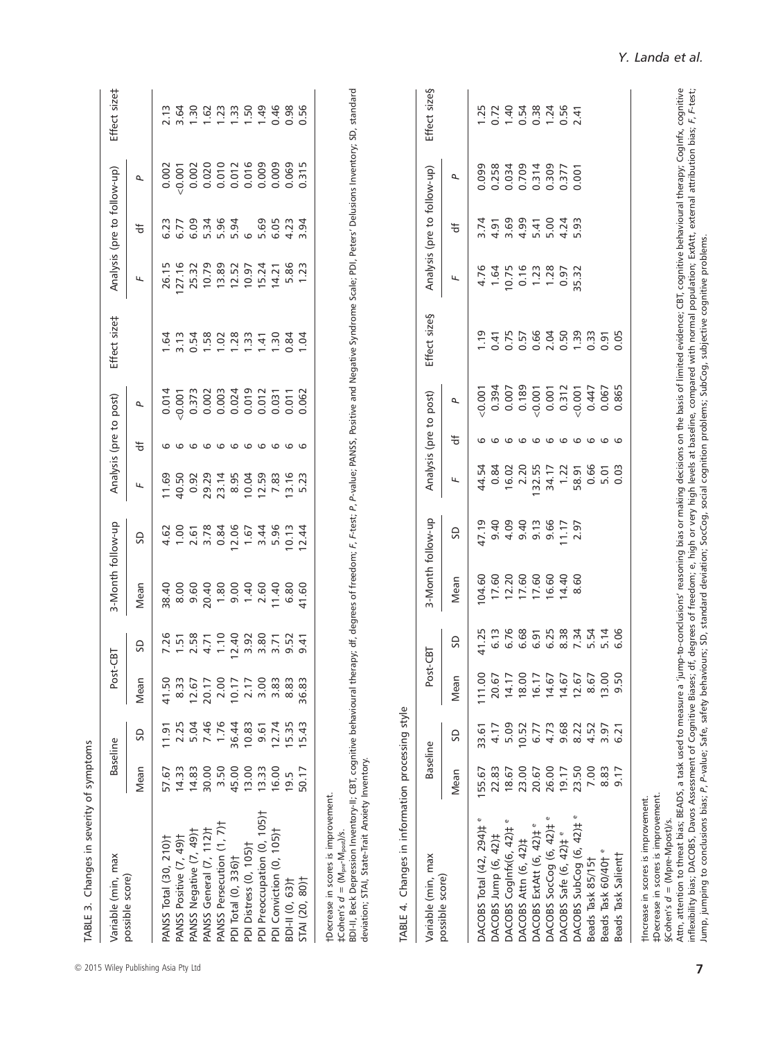TABLE 3. Changes in severity of symptoms

| Variable (min, max possible score) | Baseline | | Post-CBT | | 3-Month follow-up | | Analysis (pre to post) | | | Effect size‡ | Analysis (pre to follow-up) | | | Effect size‡ |
|---|---|---|---|---|---|---|---|---|---|---|---|---|---|---|
| | Mean | SD | Mean | SD | Mean | SD | *F* | df | *P* | | *F* | df | *P* | |
| PANSS Total (30, 210)† | 57.67 | 11.91 | 41.50 | 7.26 | 38.40 | 4.62 | 11.69 | 6 | 0.014 | 1.64 | 26.15 | 6.23 | 0.002 | 2.13 |
| PANSS Positive (7, 49)† | 14.33 | 2.25 | 8.33 | 1.51 | 8.00 | 1.00 | 40.50 | 6 | <0.001 | 3.13 | 127.16 | 6.77 | <0.001 | 3.64 |
| PANSS Negative (7, 49)† | 14.83 | 5.04 | 12.67 | 2.58 | 9.60 | 2.61 | 0.92 | 6 | 0.373 | 0.54 | 25.32 | 6.09 | 0.002 | 1.30 |
| PANSS General (7, 112)† | 30.00 | 7.46 | 20.17 | 4.71 | 20.40 | 3.78 | 29.29 | 6 | 0.002 | 1.58 | 10.79 | 5.34 | 0.020 | 1.62 |
| PANSS Persecution (1, 7)† | 3.50 | 1.76 | 2.00 | 1.10 | 1.80 | 0.84 | 23.14 | 6 | 0.003 | 1.02 | 13.89 | 5.96 | 0.010 | 1.23 |
| PDI Total (0, 336)† | 45.00 | 36.44 | 10.17 | 12.40 | 9.00 | 12.06 | 8.95 | 6 | 0.024 | 1.28 | 12.52 | 5.94 | 0.012 | 1.33 |
| PDI Distress (0, 105)† | 13.00 | 10.83 | 2.17 | 3.92 | 1.40 | 1.67 | 10.04 | 6 | 0.019 | 1.33 | 10.97 | 6 | 0.016 | 1.50 |
| PDI Preoccupation (0, 105)† | 13.33 | 9.61 | 3.00 | 3.80 | 2.60 | 3.44 | 12.59 | 6 | 0.012 | 1.41 | 15.24 | 5.69 | 0.009 | 1.49 |
| PDI Conviction (0, 105)† | 16.00 | 12.74 | 3.83 | 3.71 | 11.40 | 5.96 | 7.83 | 6 | 0.031 | 1.30 | 14.21 | 6.05 | 0.009 | 0.46 |
| BDI-II (0, 63)† | 19.5 | 15.35 | 8.83 | 9.52 | 6.80 | 10.13 | 13.16 | 6 | 0.011 | 0.84 | 5.86 | 4.23 | 0.069 | 0.98 |
| STAI (20, 80)† | 50.17 | 15.43 | 36.83 | 9.41 | 41.60 | 12.44 | 5.23 | 6 | 0.062 | 1.04 | 1.23 | 3.94 | 0.315 | 0.56 |

†Decrease in scores is improvement.
‡Cohen's $d = (M_{pre}-M_{post})/s$.
BDI-II, Beck Depression Inventory-II; CBT, cognitive behavioural therapy; df, degrees of freedom; *F*, *F*-test; *P*, *P*-value; PANSS, Positive and Negative Syndrome Scale; PDI, Peters' Delusions Inventory; SD, standard deviation; STAI, State-Trait Anxiety Inventory.

TABLE 4. Changes in information processing style

| Variable (min, max possible score) | Baseline | | Post-CBT | | 3-Month follow-up | | Analysis (pre to post) | | | Effect size§ | Analysis (pre to follow-up) | | | Effect size§ |
|---|---|---|---|---|---|---|---|---|---|---|---|---|---|---|
| | Mean | SD | Mean | SD | Mean | SD | *F* | df | *P* | | *F* | df | *P* | |
| DACOBS Total (42, 294)‡ e | 155.67 | 33.61 | 111.00 | 41.25 | 104.60 | 47.19 | 44.54 | 6 | <0.001 | 1.19 | 4.76 | 3.74 | 0.099 | 1.25 |
| DACOBS Jump (6, 42)‡ | 22.83 | 4.17 | 20.67 | 6.13 | 17.60 | 9.40 | 0.84 | 6 | 0.394 | 0.41 | 1.64 | 4.91 | 0.258 | 0.72 |
| DACOBS CogInfx(6, 42)‡ e | 18.67 | 5.09 | 14.17 | 6.76 | 12.20 | 4.09 | 16.02 | 6 | 0.007 | 0.75 | 10.75 | 3.69 | 0.034 | 1.40 |
| DACOBS Attn (6, 42)‡ | 23.00 | 10.52 | 18.00 | 6.68 | 17.60 | 9.40 | 2.20 | 6 | 0.189 | 0.57 | 0.16 | 4.99 | 0.709 | 0.54 |
| DACOBS ExtAtt (6, 42)‡ e | 20.67 | 6.77 | 16.17 | 6.91 | 17.60 | 9.13 | 132.55 | 6 | <0.001 | 0.66 | 1.23 | 5.41 | 0.314 | 0.38 |
| DACOBS SocCog (6, 42)‡ e | 26.00 | 4.73 | 14.67 | 6.25 | 16.60 | 9.66 | 34.17 | 6 | 0.001 | 2.04 | 1.28 | 5.00 | 0.309 | 1.24 |
| DACOBS Safe (6, 42)‡ e | 19.17 | 9.68 | 14.67 | 8.38 | 14.40 | 11.17 | 1.22 | 6 | 0.312 | 0.50 | 0.97 | 4.24 | 0.377 | 0.56 |
| DACOBS SubCog (6, 42)‡ e | 23.50 | 8.22 | 12.67 | 7.34 | 8.60 | 2.97 | 58.91 | 6 | <0.001 | 1.39 | 35.32 | 5.93 | 0.001 | 2.41 |
| Beads Task 85/15† | 7.00 | 4.52 | 8.67 | 5.54 | | | 0.66 | 6 | 0.447 | 0.33 | | | | |
| Beads Task 60/40† e | 8.83 | 3.97 | 13.00 | 5.14 | | | 5.01 | 6 | 0.067 | 0.91 | | | | |
| Beads Task Salient† | 9.17 | 6.21 | 9.50 | 6.06 | | | 0.03 | 6 | 0.865 | 0.05 | | | | |

†Increase in scores is improvement.
‡Decrease in scores is improvement.
§Cohen's $d = (M_{pre}-M_{post})/s$.
Attn, attention to threat bias; BEADS, a task used to measure a 'jump-to-conclusions' reasoning bias or making decisions on the basis of limited evidence; CBT, cognitive behavioural therapy; CogInfx, cognitive inflexibility bias; DACOBS, Davos Assessment of Cognitive Biases; df, degrees of freedom; e, high or very high levels at baseline, compared with normal population; ExtAtt, external attribution bias; *F*, *F*-test; Jump, jumping to conclusions bias; *P*, *P*-value; Safe, safety behaviours; SD, standard deviation; SocCog, social cognition problems; SubCog, subjective cognitive problems.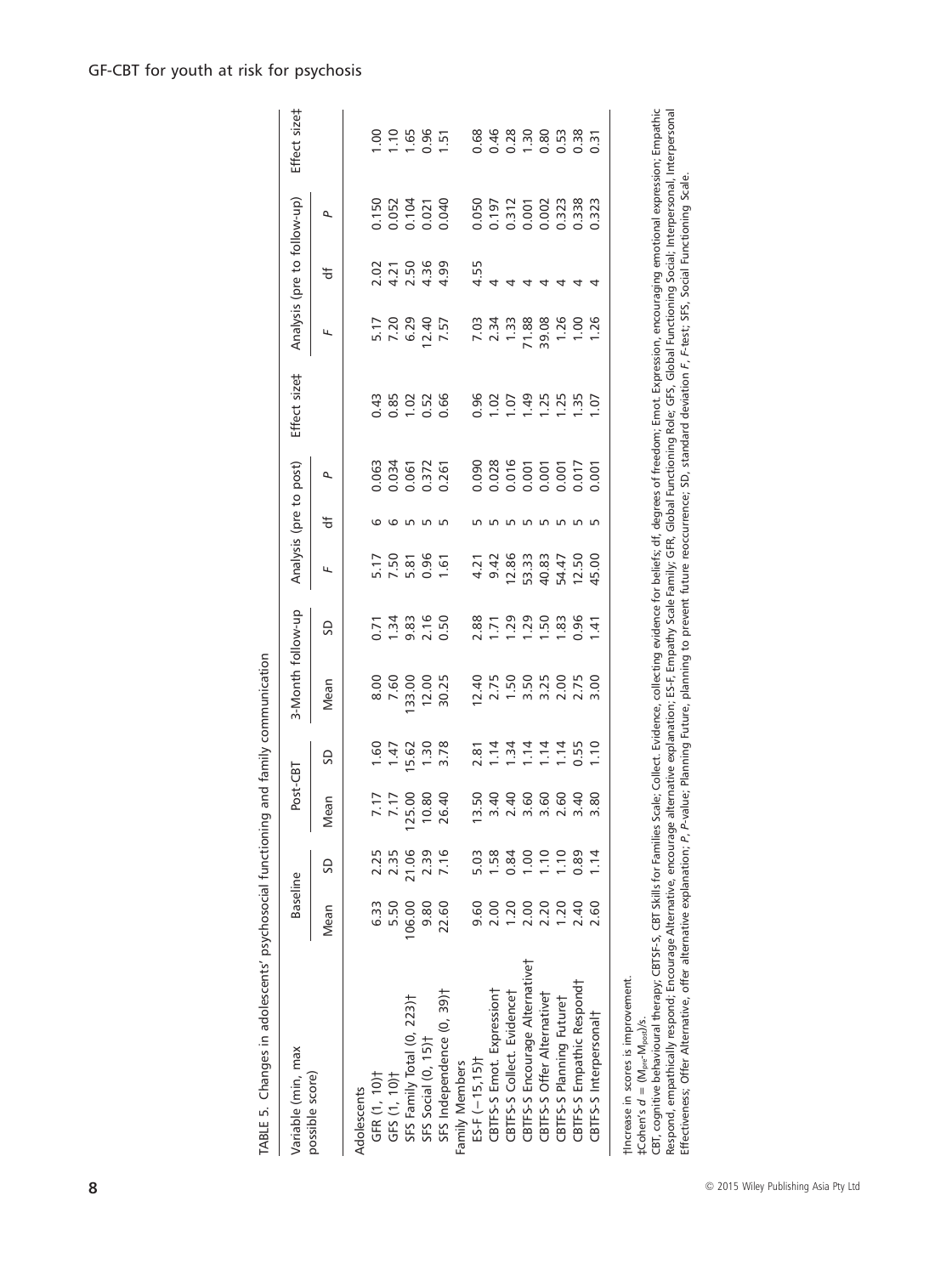TABLE 5. Changes in adolescents' psychosocial functioning and family communication

| Variable (min, max possible score) | Baseline | | Post-CBT | | 3-Month follow-up | | Analysis (pre to post) | | | Effect size‡ | Analysis (pre to follow-up) | | | Effect size‡ |
|---|---|---|---|---|---|---|---|---|---|---|---|---|---|---|
| | Mean | SD | Mean | SD | Mean | SD | *F* | df | *P* | | *F* | df | *P* | |
| Adolescents | | | | | | | | | | | | | | |
| GFR (1, 10)† | 6.33 | 2.25 | 7.17 | 1.60 | 8.00 | 0.71 | 5.17 | 6 | 0.063 | 0.43 | 5.17 | 2.02 | 0.150 | 1.00 |
| GFS (1, 10)† | 5.50 | 2.35 | 7.17 | 1.47 | 7.60 | 1.34 | 7.50 | 6 | 0.034 | 0.85 | 7.20 | 4.21 | 0.052 | 1.10 |
| SFS Family Total (0, 223)† | 106.00 | 21.06 | 125.00 | 15.62 | 133.00 | 9.83 | 5.81 | 5 | 0.061 | 1.02 | 6.29 | 2.50 | 0.104 | 1.65 |
| SFS Social (0, 15)† | 9.80 | 2.39 | 10.80 | 1.30 | 12.00 | 2.16 | 0.96 | 5 | 0.372 | 0.52 | 12.40 | 4.36 | 0.021 | 0.96 |
| SFS Independence (0, 39)† | 22.60 | 7.16 | 26.40 | 3.78 | 30.25 | 0.50 | 1.61 | 5 | 0.261 | 0.66 | 7.57 | 4.99 | 0.040 | 1.51 |
| Family Members | | | | | | | | | | | | | | |
| ES-F (−15,15)† | 9.60 | 5.03 | 13.50 | 2.81 | 12.40 | 2.88 | 4.21 | 5 | 0.090 | 0.96 | 7.03 | 4.55 | 0.050 | 0.68 |
| CBTFS-S Emot. Expression† | 2.00 | 1.58 | 3.40 | 1.14 | 2.75 | 1.71 | 9.42 | 5 | 0.028 | 1.02 | 2.34 | 4 | 0.197 | 0.46 |
| CBTFS-S Collect. Evidence† | 1.20 | 0.84 | 2.40 | 1.34 | 1.50 | 1.29 | 12.86 | 5 | 0.016 | 1.07 | 1.33 | 4 | 0.312 | 0.28 |
| CBTFS-S Encourage Alternative† | 2.00 | 1.00 | 3.60 | 1.14 | 3.50 | 1.29 | 53.33 | 5 | 0.001 | 1.49 | 71.88 | 4 | 0.001 | 1.30 |
| CBTFS-S Offer Alternative† | 2.20 | 1.10 | 3.60 | 1.14 | 3.25 | 1.50 | 40.83 | 5 | 0.001 | 1.25 | 39.08 | 4 | 0.002 | 0.80 |
| CBTFS-S Planning Future† | 1.20 | 1.10 | 2.60 | 1.14 | 2.00 | 1.83 | 54.47 | 5 | 0.001 | 1.25 | 1.26 | 4 | 0.323 | 0.53 |
| CBTFS-S Empathic Respond† | 2.40 | 0.89 | 3.40 | 0.55 | 2.75 | 0.96 | 12.50 | 5 | 0.017 | 1.35 | 1.00 | 4 | 0.338 | 0.38 |
| CBTFS-S Interpersonal† | 2.60 | 1.14 | 3.80 | 1.10 | 3.00 | 1.41 | 45.00 | 5 | 0.001 | 1.07 | 1.26 | 4 | 0.323 | 0.31 |

†Increase in scores is improvement.
‡Cohen's $d = (M_{pre}-M_{post})/s$.
CBT, cognitive behavioural therapy; CBTSF-S, CBT Skills for Families Scale; Collect. Evidence, collecting evidence for beliefs; df, degrees of freedom; Emot. Expression, encouraging emotional expression; Empathic Respond, empathically respond; Encourage Alternative, encourage alternative explanation; ES-F, Empathy Scale Family; GFR, Global Functioning Role; GFS, Global Functioning Social; Interpersonal, Interpersonal Effectiveness; Offer Alternative, offer alternative explanation; *P*, *P*-value; Planning Future, planning to prevent future reoccurrence; SD, standard deviation *F*, *F*-test; SFS, Social Functioning Scale.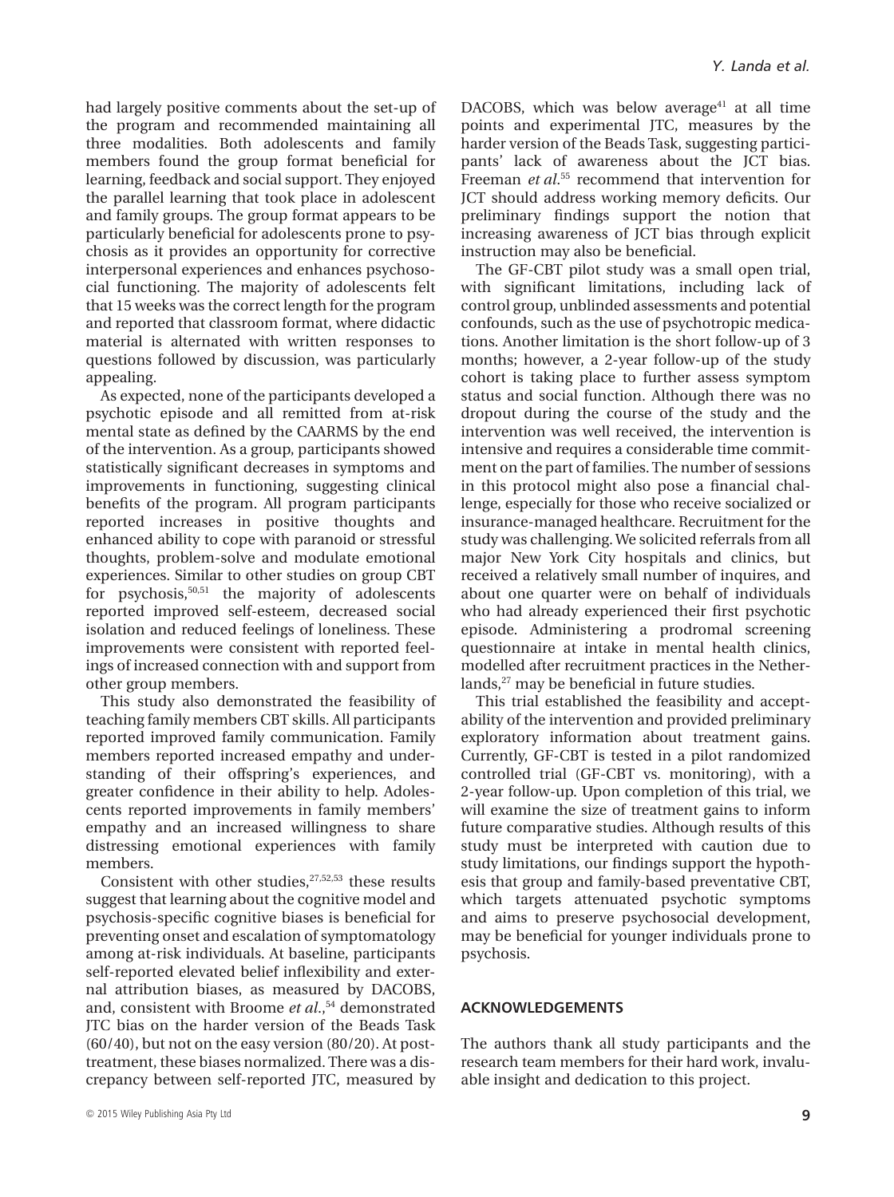had largely positive comments about the set-up of the program and recommended maintaining all three modalities. Both adolescents and family members found the group format beneficial for learning, feedback and social support. They enjoyed the parallel learning that took place in adolescent and family groups. The group format appears to be particularly beneficial for adolescents prone to psychosis as it provides an opportunity for corrective interpersonal experiences and enhances psychosocial functioning. The majority of adolescents felt that 15 weeks was the correct length for the program and reported that classroom format, where didactic material is alternated with written responses to questions followed by discussion, was particularly appealing.

As expected, none of the participants developed a psychotic episode and all remitted from at-risk mental state as defined by the CAARMS by the end of the intervention. As a group, participants showed statistically significant decreases in symptoms and improvements in functioning, suggesting clinical benefits of the program. All program participants reported increases in positive thoughts and enhanced ability to cope with paranoid or stressful thoughts, problem-solve and modulate emotional experiences. Similar to other studies on group CBT for psychosis,[50,51] the majority of adolescents reported improved self-esteem, decreased social isolation and reduced feelings of loneliness. These improvements were consistent with reported feelings of increased connection with and support from other group members.

This study also demonstrated the feasibility of teaching family members CBT skills. All participants reported improved family communication. Family members reported increased empathy and understanding of their offspring's experiences, and greater confidence in their ability to help. Adolescents reported improvements in family members' empathy and an increased willingness to share distressing emotional experiences with family members.

Consistent with other studies,[27,52,53] these results suggest that learning about the cognitive model and psychosis-specific cognitive biases is beneficial for preventing onset and escalation of symptomatology among at-risk individuals. At baseline, participants self-reported elevated belief inflexibility and external attribution biases, as measured by DACOBS, and, consistent with Broome *et al.*,[54] demonstrated JTC bias on the harder version of the Beads Task (60/40), but not on the easy version (80/20). At post-treatment, these biases normalized. There was a discrepancy between self-reported JTC, measured by DACOBS, which was below average[41] at all time points and experimental JTC, measures by the harder version of the Beads Task, suggesting participants' lack of awareness about the JCT bias. Freeman *et al.*[55] recommend that intervention for JCT should address working memory deficits. Our preliminary findings support the notion that increasing awareness of JCT bias through explicit instruction may also be beneficial.

The GF-CBT pilot study was a small open trial, with significant limitations, including lack of control group, unblinded assessments and potential confounds, such as the use of psychotropic medications. Another limitation is the short follow-up of 3 months; however, a 2-year follow-up of the study cohort is taking place to further assess symptom status and social function. Although there was no dropout during the course of the study and the intervention was well received, the intervention is intensive and requires a considerable time commitment on the part of families. The number of sessions in this protocol might also pose a financial challenge, especially for those who receive socialized or insurance-managed healthcare. Recruitment for the study was challenging. We solicited referrals from all major New York City hospitals and clinics, but received a relatively small number of inquires, and about one quarter were on behalf of individuals who had already experienced their first psychotic episode. Administering a prodromal screening questionnaire at intake in mental health clinics, modelled after recruitment practices in the Netherlands,[27] may be beneficial in future studies.

This trial established the feasibility and acceptability of the intervention and provided preliminary exploratory information about treatment gains. Currently, GF-CBT is tested in a pilot randomized controlled trial (GF-CBT vs. monitoring), with a 2-year follow-up. Upon completion of this trial, we will examine the size of treatment gains to inform future comparative studies. Although results of this study must be interpreted with caution due to study limitations, our findings support the hypothesis that group and family-based preventative CBT, which targets attenuated psychotic symptoms and aims to preserve psychosocial development, may be beneficial for younger individuals prone to psychosis.

## ACKNOWLEDGEMENTS

The authors thank all study participants and the research team members for their hard work, invaluable insight and dedication to this project.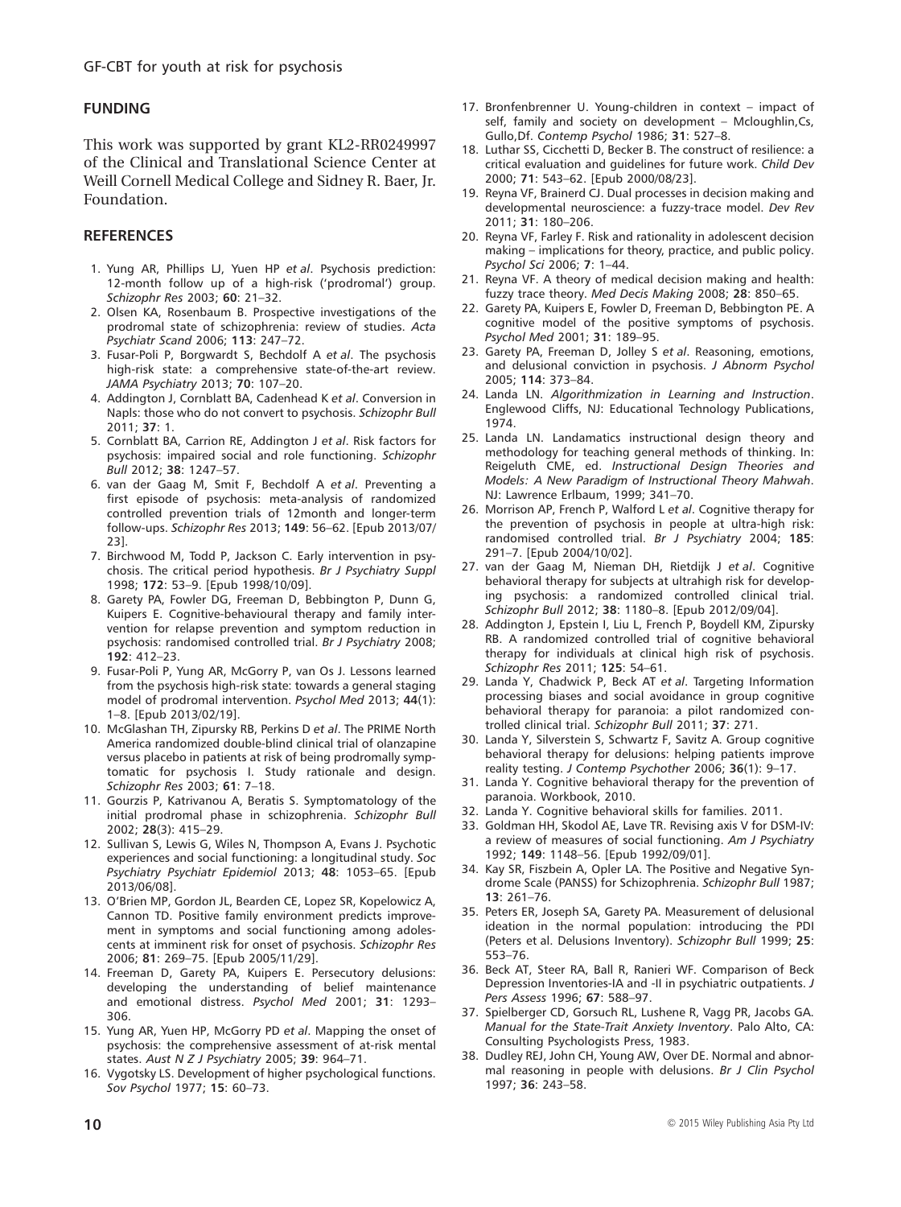## FUNDING

This work was supported by grant KL2-RR0249997 of the Clinical and Translational Science Center at Weill Cornell Medical College and Sidney R. Baer, Jr. Foundation.

## REFERENCES

1. Yung AR, Phillips LJ, Yuen HP *et al*. Psychosis prediction: 12-month follow up of a high-risk ('prodromal') group. *Schizophr Res* 2003; **60**: 21–32.
2. Olsen KA, Rosenbaum B. Prospective investigations of the prodromal state of schizophrenia: review of studies. *Acta Psychiatr Scand* 2006; **113**: 247–72.
3. Fusar-Poli P, Borgwardt S, Bechdolf A *et al*. The psychosis high-risk state: a comprehensive state-of-the-art review. *JAMA Psychiatry* 2013; **70**: 107–20.
4. Addington J, Cornblatt BA, Cadenhead K *et al*. Conversion in Napls: those who do not convert to psychosis. *Schizophr Bull* 2011; **37**: 1.
5. Cornblatt BA, Carrion RE, Addington J *et al*. Risk factors for psychosis: impaired social and role functioning. *Schizophr Bull* 2012; **38**: 1247–57.
6. van der Gaag M, Smit F, Bechdolf A *et al*. Preventing a first episode of psychosis: meta-analysis of randomized controlled prevention trials of 12month and longer-term follow-ups. *Schizophr Res* 2013; **149**: 56–62. [Epub 2013/07/23].
7. Birchwood M, Todd P, Jackson C. Early intervention in psychosis. The critical period hypothesis. *Br J Psychiatry Suppl* 1998; **172**: 53–9. [Epub 1998/10/09].
8. Garety PA, Fowler DG, Freeman D, Bebbington P, Dunn G, Kuipers E. Cognitive-behavioural therapy and family intervention for relapse prevention and symptom reduction in psychosis: randomised controlled trial. *Br J Psychiatry* 2008; **192**: 412–23.
9. Fusar-Poli P, Yung AR, McGorry P, van Os J. Lessons learned from the psychosis high-risk state: towards a general staging model of prodromal intervention. *Psychol Med* 2013; **44**(1): 1–8. [Epub 2013/02/19].
10. McGlashan TH, Zipursky RB, Perkins D *et al*. The PRIME North America randomized double-blind clinical trial of olanzapine versus placebo in patients at risk of being prodromally symptomatic for psychosis I. Study rationale and design. *Schizophr Res* 2003; **61**: 7–18.
11. Gourzis P, Katrivanou A, Beratis S. Symptomatology of the initial prodromal phase in schizophrenia. *Schizophr Bull* 2002; **28**(3): 415–29.
12. Sullivan S, Lewis G, Wiles N, Thompson A, Evans J. Psychotic experiences and social functioning: a longitudinal study. *Soc Psychiatry Psychiatr Epidemiol* 2013; **48**: 1053–65. [Epub 2013/06/08].
13. O'Brien MP, Gordon JL, Bearden CE, Lopez SR, Kopelowicz A, Cannon TD. Positive family environment predicts improvement in symptoms and social functioning among adolescents at imminent risk for onset of psychosis. *Schizophr Res* 2006; **81**: 269–75. [Epub 2005/11/29].
14. Freeman D, Garety PA, Kuipers E. Persecutory delusions: developing the understanding of belief maintenance and emotional distress. *Psychol Med* 2001; **31**: 1293–306.
15. Yung AR, Yuen HP, McGorry PD *et al*. Mapping the onset of psychosis: the comprehensive assessment of at-risk mental states. *Aust N Z J Psychiatry* 2005; **39**: 964–71.
16. Vygotsky LS. Development of higher psychological functions. *Sov Psychol* 1977; **15**: 60–73.
17. Bronfenbrenner U. Young-children in context – impact of self, family and society on development – Mcloughlin,Cs, Gullo,Df. *Contemp Psychol* 1986; **31**: 527–8.
18. Luthar SS, Cicchetti D, Becker B. The construct of resilience: a critical evaluation and guidelines for future work. *Child Dev* 2000; **71**: 543–62. [Epub 2000/08/23].
19. Reyna VF, Brainerd CJ. Dual processes in decision making and developmental neuroscience: a fuzzy-trace model. *Dev Rev* 2011; **31**: 180–206.
20. Reyna VF, Farley F. Risk and rationality in adolescent decision making – implications for theory, practice, and public policy. *Psychol Sci* 2006; **7**: 1–44.
21. Reyna VF. A theory of medical decision making and health: fuzzy trace theory. *Med Decis Making* 2008; **28**: 850–65.
22. Garety PA, Kuipers E, Fowler D, Freeman D, Bebbington PE. A cognitive model of the positive symptoms of psychosis. *Psychol Med* 2001; **31**: 189–95.
23. Garety PA, Freeman D, Jolley S *et al*. Reasoning, emotions, and delusional conviction in psychosis. *J Abnorm Psychol* 2005; **114**: 373–84.
24. Landa LN. *Algorithmization in Learning and Instruction*. Englewood Cliffs, NJ: Educational Technology Publications, 1974.
25. Landa LN. Landamatics instructional design theory and methodology for teaching general methods of thinking. In: Reigeluth CME, ed. *Instructional Design Theories and Models: A New Paradigm of Instructional Theory Mahwah*. NJ: Lawrence Erlbaum, 1999; 341–70.
26. Morrison AP, French P, Walford L *et al*. Cognitive therapy for the prevention of psychosis in people at ultra-high risk: randomised controlled trial. *Br J Psychiatry* 2004; **185**: 291–7. [Epub 2004/10/02].
27. van der Gaag M, Nieman DH, Rietdijk J *et al*. Cognitive behavioral therapy for subjects at ultrahigh risk for developing psychosis: a randomized controlled clinical trial. *Schizophr Bull* 2012; **38**: 1180–8. [Epub 2012/09/04].
28. Addington J, Epstein I, Liu L, French P, Boydell KM, Zipursky RB. A randomized controlled trial of cognitive behavioral therapy for individuals at clinical high risk of psychosis. *Schizophr Res* 2011; **125**: 54–61.
29. Landa Y, Chadwick P, Beck AT *et al*. Targeting Information processing biases and social avoidance in group cognitive behavioral therapy for paranoia: a pilot randomized controlled clinical trial. *Schizophr Bull* 2011; **37**: 271.
30. Landa Y, Silverstein S, Schwartz F, Savitz A. Group cognitive behavioral therapy for delusions: helping patients improve reality testing. *J Contemp Psychother* 2006; **36**(1): 9–17.
31. Landa Y. Cognitive behavioral therapy for the prevention of paranoia. Workbook, 2010.
32. Landa Y. Cognitive behavioral skills for families. 2011.
33. Goldman HH, Skodol AE, Lave TR. Revising axis V for DSM-IV: a review of measures of social functioning. *Am J Psychiatry* 1992; **149**: 1148–56. [Epub 1992/09/01].
34. Kay SR, Fiszbein A, Opler LA. The Positive and Negative Syndrome Scale (PANSS) for Schizophrenia. *Schizophr Bull* 1987; **13**: 261–76.
35. Peters ER, Joseph SA, Garety PA. Measurement of delusional ideation in the normal population: introducing the PDI (Peters et al. Delusions Inventory). *Schizophr Bull* 1999; **25**: 553–76.
36. Beck AT, Steer RA, Ball R, Ranieri WF. Comparison of Beck Depression Inventories-IA and -II in psychiatric outpatients. *J Pers Assess* 1996; **67**: 588–97.
37. Spielberger CD, Gorsuch RL, Lushene R, Vagg PR, Jacobs GA. *Manual for the State-Trait Anxiety Inventory*. Palo Alto, CA: Consulting Psychologists Press, 1983.
38. Dudley REJ, John CH, Young AW, Over DE. Normal and abnormal reasoning in people with delusions. *Br J Clin Psychol* 1997; **36**: 243–58.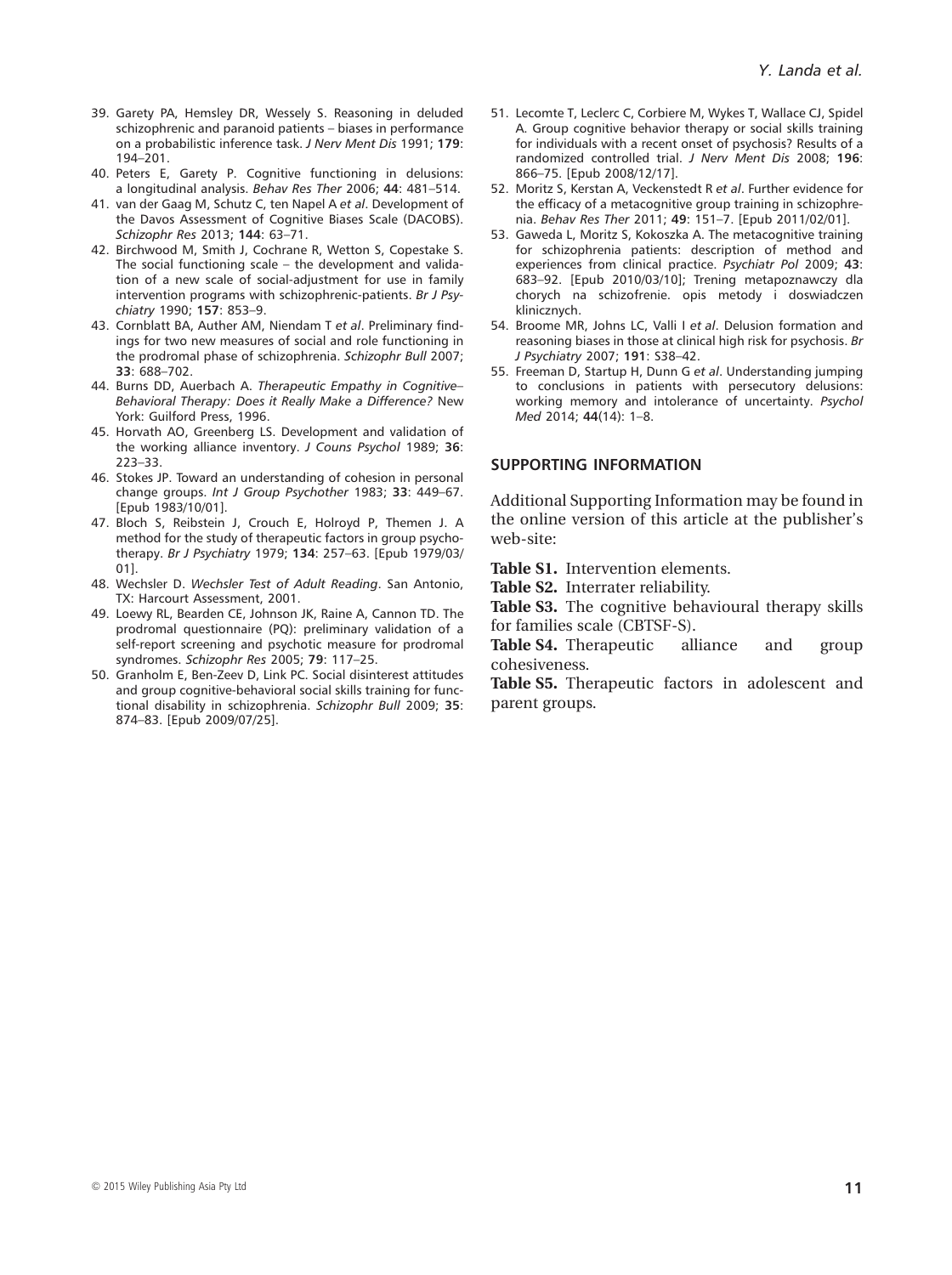39. Garety PA, Hemsley DR, Wessely S. Reasoning in deluded schizophrenic and paranoid patients – biases in performance on a probabilistic inference task. *J Nerv Ment Dis* 1991; **179**: 194–201.
40. Peters E, Garety P. Cognitive functioning in delusions: a longitudinal analysis. *Behav Res Ther* 2006; **44**: 481–514.
41. van der Gaag M, Schutz C, ten Napel A *et al*. Development of the Davos Assessment of Cognitive Biases Scale (DACOBS). *Schizophr Res* 2013; **144**: 63–71.
42. Birchwood M, Smith J, Cochrane R, Wetton S, Copestake S. The social functioning scale – the development and validation of a new scale of social-adjustment for use in family intervention programs with schizophrenic-patients. *Br J Psychiatry* 1990; **157**: 853–9.
43. Cornblatt BA, Auther AM, Niendam T *et al*. Preliminary findings for two new measures of social and role functioning in the prodromal phase of schizophrenia. *Schizophr Bull* 2007; **33**: 688–702.
44. Burns DD, Auerbach A. *Therapeutic Empathy in Cognitive–Behavioral Therapy: Does it Really Make a Difference?* New York: Guilford Press, 1996.
45. Horvath AO, Greenberg LS. Development and validation of the working alliance inventory. *J Couns Psychol* 1989; **36**: 223–33.
46. Stokes JP. Toward an understanding of cohesion in personal change groups. *Int J Group Psychother* 1983; **33**: 449–67. [Epub 1983/10/01].
47. Bloch S, Reibstein J, Crouch E, Holroyd P, Themen J. A method for the study of therapeutic factors in group psychotherapy. *Br J Psychiatry* 1979; **134**: 257–63. [Epub 1979/03/01].
48. Wechsler D. *Wechsler Test of Adult Reading*. San Antonio, TX: Harcourt Assessment, 2001.
49. Loewy RL, Bearden CE, Johnson JK, Raine A, Cannon TD. The prodromal questionnaire (PQ): preliminary validation of a self-report screening and psychotic measure for prodromal syndromes. *Schizophr Res* 2005; **79**: 117–25.
50. Granholm E, Ben-Zeev D, Link PC. Social disinterest attitudes and group cognitive-behavioral social skills training for functional disability in schizophrenia. *Schizophr Bull* 2009; **35**: 874–83. [Epub 2009/07/25].
51. Lecomte T, Leclerc C, Corbiere M, Wykes T, Wallace CJ, Spidel A. Group cognitive behavior therapy or social skills training for individuals with a recent onset of psychosis? Results of a randomized controlled trial. *J Nerv Ment Dis* 2008; **196**: 866–75. [Epub 2008/12/17].
52. Moritz S, Kerstan A, Veckenstedt R *et al*. Further evidence for the efficacy of a metacognitive group training in schizophrenia. *Behav Res Ther* 2011; **49**: 151–7. [Epub 2011/02/01].
53. Gaweda L, Moritz S, Kokoszka A. The metacognitive training for schizophrenia patients: description of method and experiences from clinical practice. *Psychiatr Pol* 2009; **43**: 683–92. [Epub 2010/03/10]; Trening metapoznawczy dla chorych na schizofrenie. opis metody i doswiadczen klinicznych.
54. Broome MR, Johns LC, Valli I *et al*. Delusion formation and reasoning biases in those at clinical high risk for psychosis. *Br J Psychiatry* 2007; **191**: S38–42.
55. Freeman D, Startup H, Dunn G *et al*. Understanding jumping to conclusions in patients with persecutory delusions: working memory and intolerance of uncertainty. *Psychol Med* 2014; **44**(14): 1–8.

## SUPPORTING INFORMATION

Additional Supporting Information may be found in the online version of this article at the publisher's web-site:

**Table S1.** Intervention elements.

**Table S2.** Interrater reliability.

**Table S3.** The cognitive behavioural therapy skills for families scale (CBTSF-S).

**Table S4.** Therapeutic alliance and group cohesiveness.

**Table S5.** Therapeutic factors in adolescent and parent groups.